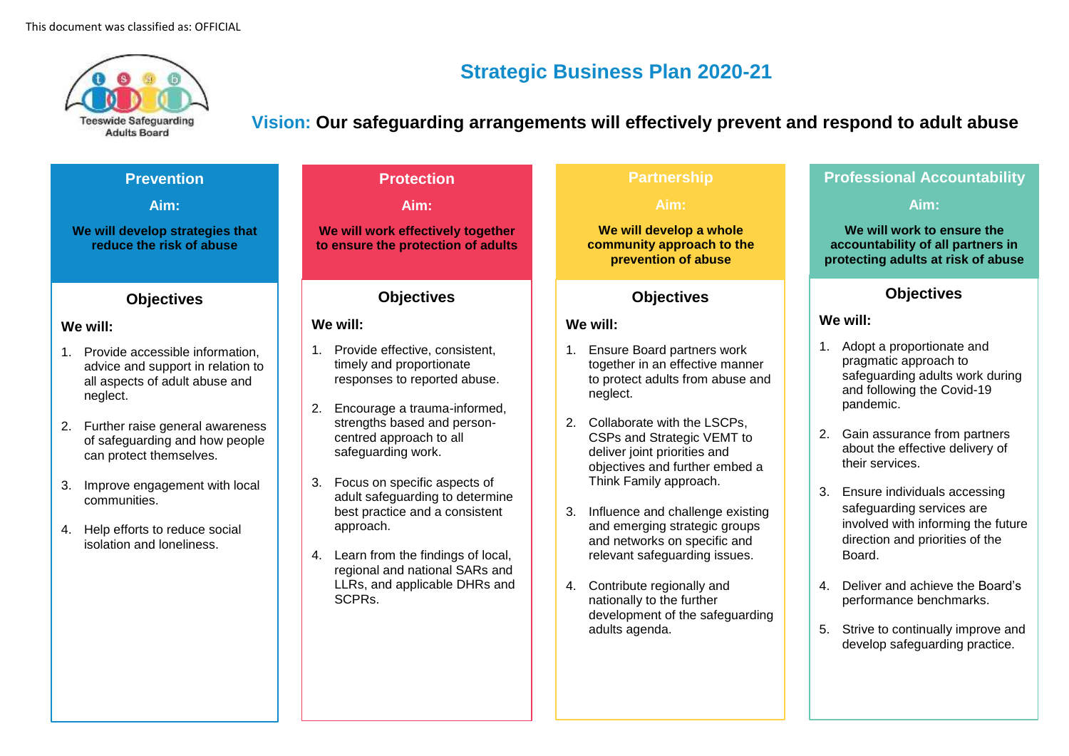This document was classified as: OFFICIAL

Teeswide Safeguarding Adults Board

# Strategic Business Plan 2020-21

**Vision: Our safeguarding arrangements will effectively prevent and respond to adult abuse**

## Prevention

**Aim:**

**We will develop strategies that reduce the risk of abuse**

### Objectives

**We will:**

1. Provide accessible information, advice and support in relation to all aspects of adult abuse and neglect.
2. Further raise general awareness of safeguarding and how people can protect themselves.
3. Improve engagement with local communities.
4. Help efforts to reduce social isolation and loneliness.

## Protection

**Aim:**

**We will work effectively together to ensure the protection of adults**

### Objectives

**We will:**

1. Provide effective, consistent, timely and proportionate responses to reported abuse.
2. Encourage a trauma-informed, strengths based and person-centred approach to all safeguarding work.
3. Focus on specific aspects of adult safeguarding to determine best practice and a consistent approach.
4. Learn from the findings of local, regional and national SARs and LLRs, and applicable DHRs and SCPRs.

## Partnership

**Aim:**

**We will develop a whole community approach to the prevention of abuse**

### Objectives

**We will:**

1. Ensure Board partners work together in an effective manner to protect adults from abuse and neglect.
2. Collaborate with the LSCPs, CSPs and Strategic VEMT to deliver joint priorities and objectives and further embed a Think Family approach.
3. Influence and challenge existing and emerging strategic groups and networks on specific and relevant safeguarding issues.
4. Contribute regionally and nationally to the further development of the safeguarding adults agenda.

## Professional Accountability

**Aim:**

**We will work to ensure the accountability of all partners in protecting adults at risk of abuse**

### Objectives

**We will:**

1. Adopt a proportionate and pragmatic approach to safeguarding adults work during and following the Covid-19 pandemic.
2. Gain assurance from partners about the effective delivery of their services.
3. Ensure individuals accessing safeguarding services are involved with informing the future direction and priorities of the Board.
4. Deliver and achieve the Board's performance benchmarks.
5. Strive to continually improve and develop safeguarding practice.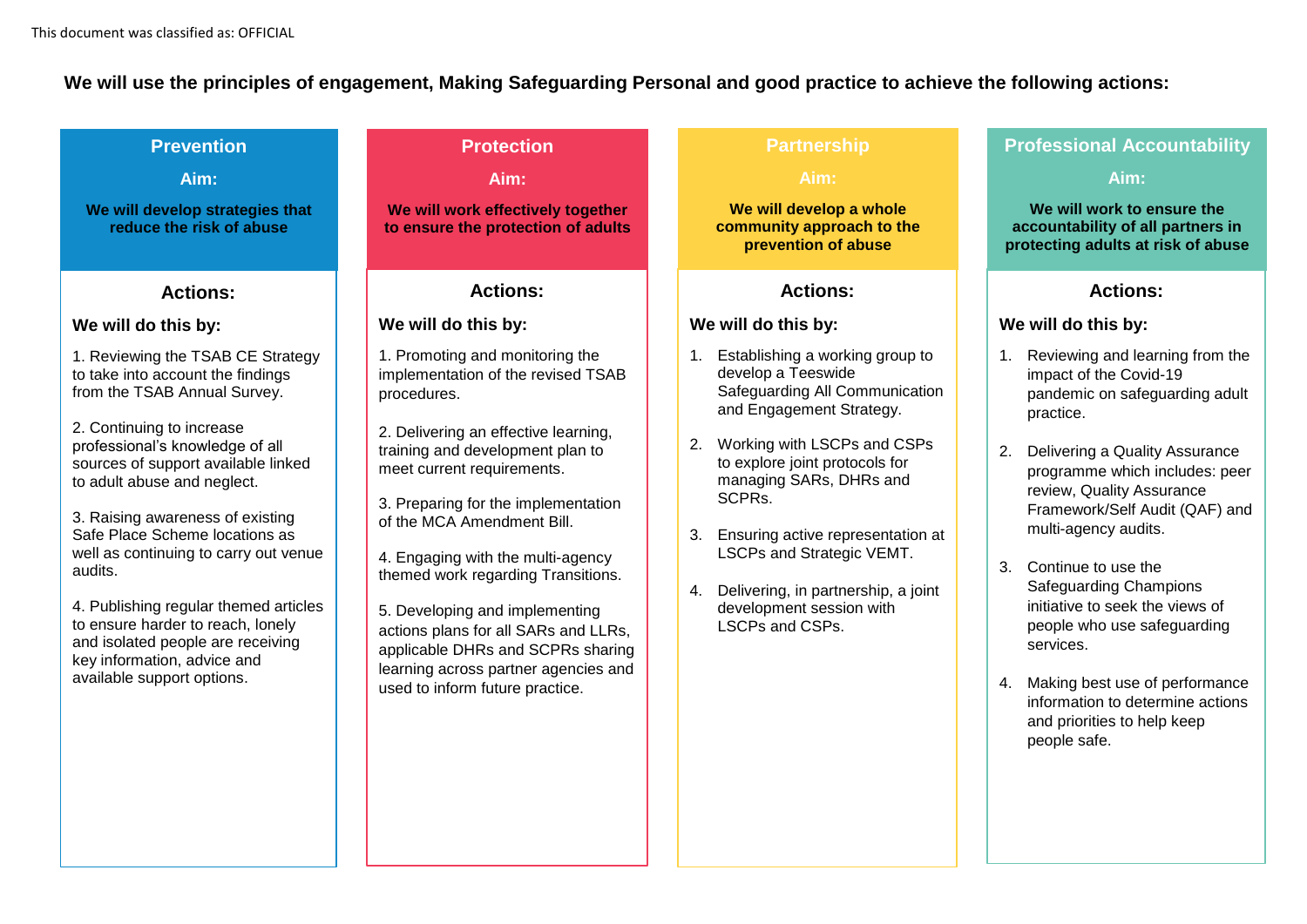This document was classified as: OFFICIAL

**We will use the principles of engagement, Making Safeguarding Personal and good practice to achieve the following actions:**

## Prevention

**Aim:**

**We will develop strategies that reduce the risk of abuse**

### Actions:

**We will do this by:**

1. Reviewing the TSAB CE Strategy to take into account the findings from the TSAB Annual Survey.

2. Continuing to increase professional's knowledge of all sources of support available linked to adult abuse and neglect.

3. Raising awareness of existing Safe Place Scheme locations as well as continuing to carry out venue audits.

4. Publishing regular themed articles to ensure harder to reach, lonely and isolated people are receiving key information, advice and available support options.

## Protection

**Aim:**

**We will work effectively together to ensure the protection of adults**

### Actions:

**We will do this by:**

1. Promoting and monitoring the implementation of the revised TSAB procedures.

2. Delivering an effective learning, training and development plan to meet current requirements.

3. Preparing for the implementation of the MCA Amendment Bill.

4. Engaging with the multi-agency themed work regarding Transitions.

5. Developing and implementing actions plans for all SARs and LLRs, applicable DHRs and SCPRs sharing learning across partner agencies and used to inform future practice.

## Partnership

**Aim:**

**We will develop a whole community approach to the prevention of abuse**

### Actions:

**We will do this by:**

1. Establishing a working group to develop a Teeswide Safeguarding All Communication and Engagement Strategy.
2. Working with LSCPs and CSPs to explore joint protocols for managing SARs, DHRs and SCPRs.
3. Ensuring active representation at LSCPs and Strategic VEMT.
4. Delivering, in partnership, a joint development session with LSCPs and CSPs.

## Professional Accountability

**Aim:**

**We will work to ensure the accountability of all partners in protecting adults at risk of abuse**

### Actions:

**We will do this by:**

1. Reviewing and learning from the impact of the Covid-19 pandemic on safeguarding adult practice.
2. Delivering a Quality Assurance programme which includes: peer review, Quality Assurance Framework/Self Audit (QAF) and multi-agency audits.
3. Continue to use the Safeguarding Champions initiative to seek the views of people who use safeguarding services.
4. Making best use of performance information to determine actions and priorities to help keep people safe.